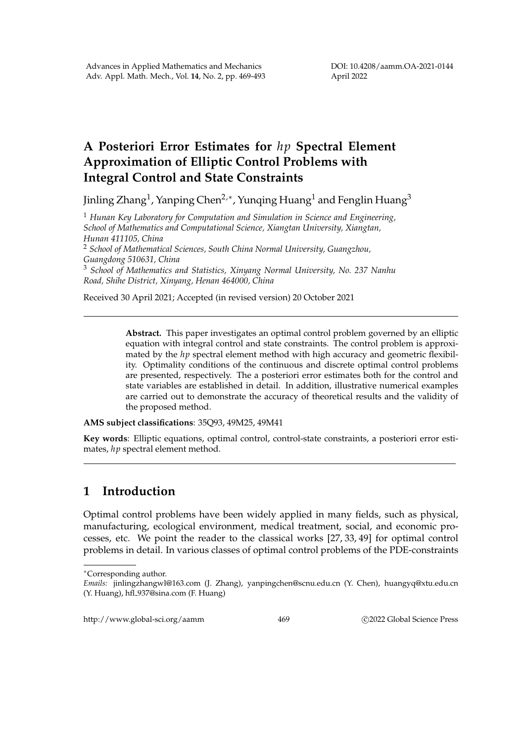# A Posteriori Error Estimates for $hp$ Spectral Element Approximation of Elliptic Control Problems with Integral Control and State Constraints

Jinling Zhang[1], Yanping Chen[2,*], Yunqing Huang[1] and Fenglin Huang[3]

[1] *Hunan Key Laboratory for Computation and Simulation in Science and Engineering, School of Mathematics and Computational Science, Xiangtan University, Xiangtan, Hunan 411105, China*

[2] *School of Mathematical Sciences, South China Normal University, Guangzhou, Guangdong 510631, China*

[3] *School of Mathematics and Statistics, Xinyang Normal University, No. 237 Nanhu Road, Shihe District, Xinyang, Henan 464000, China*

Received 30 April 2021; Accepted (in revised version) 20 October 2021

---

**Abstract.** This paper investigates an optimal control problem governed by an elliptic equation with integral control and state constraints. The control problem is approximated by the $hp$ spectral element method with high accuracy and geometric flexibility. Optimality conditions of the continuous and discrete optimal control problems are presented, respectively. The a posteriori error estimates both for the control and state variables are established in detail. In addition, illustrative numerical examples are carried out to demonstrate the accuracy of theoretical results and the validity of the proposed method.

**AMS subject classifications**: 35Q93, 49M25, 49M41

**Key words**: Elliptic equations, optimal control, control-state constraints, a posteriori error estimates, $hp$ spectral element method.

---

## 1 Introduction

Optimal control problems have been widely applied in many fields, such as physical, manufacturing, ecological environment, medical treatment, social, and economic processes, etc. We point the reader to the classical works [27, 33, 49] for optimal control problems in detail. In various classes of optimal control problems of the PDE-constraints

---

*Corresponding author.

*Emails:* jinlingzhangwl@163.com (J. Zhang), yanpingchen@scnu.edu.cn (Y. Chen), huangyq@xtu.edu.cn (Y. Huang), hfl_937@sina.com (F. Huang)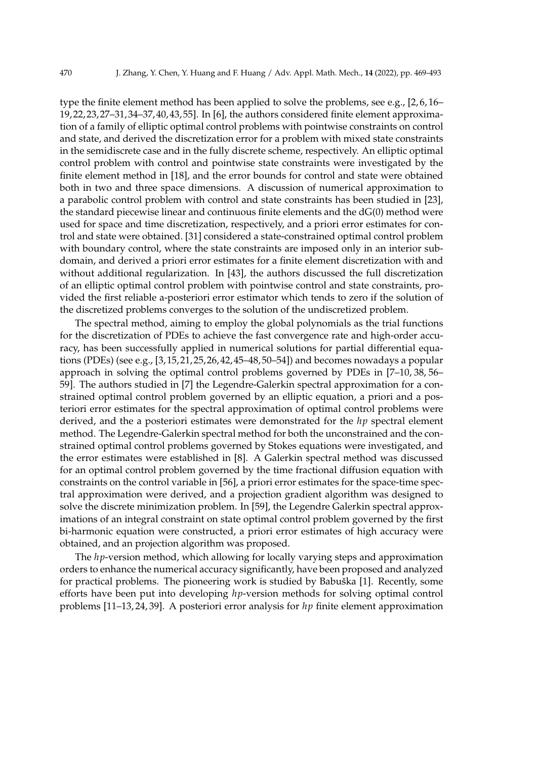type the finite element method has been applied to solve the problems, see e.g., [2, 6, 16–19, 22, 23, 27–31, 34–37, 40, 43, 55]. In [6], the authors considered finite element approximation of a family of elliptic optimal control problems with pointwise constraints on control and state, and derived the discretization error for a problem with mixed state constraints in the semidiscrete case and in the fully discrete scheme, respectively. An elliptic optimal control problem with control and pointwise state constraints were investigated by the finite element method in [18], and the error bounds for control and state were obtained both in two and three space dimensions. A discussion of numerical approximation to a parabolic control problem with control and state constraints has been studied in [23], the standard piecewise linear and continuous finite elements and the dG(0) method were used for space and time discretization, respectively, and a priori error estimates for control and state were obtained. [31] considered a state-constrained optimal control problem with boundary control, where the state constraints are imposed only in an interior subdomain, and derived a priori error estimates for a finite element discretization with and without additional regularization. In [43], the authors discussed the full discretization of an elliptic optimal control problem with pointwise control and state constraints, provided the first reliable a-posteriori error estimator which tends to zero if the solution of the discretized problems converges to the solution of the undiscretized problem.

The spectral method, aiming to employ the global polynomials as the trial functions for the discretization of PDEs to achieve the fast convergence rate and high-order accuracy, has been successfully applied in numerical solutions for partial differential equations (PDEs) (see e.g., [3, 15, 21, 25, 26, 42, 45–48, 50–54]) and becomes nowadays a popular approach in solving the optimal control problems governed by PDEs in [7–10, 38, 56–59]. The authors studied in [7] the Legendre-Galerkin spectral approximation for a constrained optimal control problem governed by an elliptic equation, a priori and a posteriori error estimates for the spectral approximation of optimal control problems were derived, and the a posteriori estimates were demonstrated for the *hp* spectral element method. The Legendre-Galerkin spectral method for both the unconstrained and the constrained optimal control problems governed by Stokes equations were investigated, and the error estimates were established in [8]. A Galerkin spectral method was discussed for an optimal control problem governed by the time fractional diffusion equation with constraints on the control variable in [56], a priori error estimates for the space-time spectral approximation were derived, and a projection gradient algorithm was designed to solve the discrete minimization problem. In [59], the Legendre Galerkin spectral approximations of an integral constraint on state optimal control problem governed by the first bi-harmonic equation were constructed, a priori error estimates of high accuracy were obtained, and an projection algorithm was proposed.

The *hp*-version method, which allowing for locally varying steps and approximation orders to enhance the numerical accuracy significantly, have been proposed and analyzed for practical problems. The pioneering work is studied by Babuška [1]. Recently, some efforts have been put into developing *hp*-version methods for solving optimal control problems [11–13, 24, 39]. A posteriori error analysis for *hp* finite element approximation